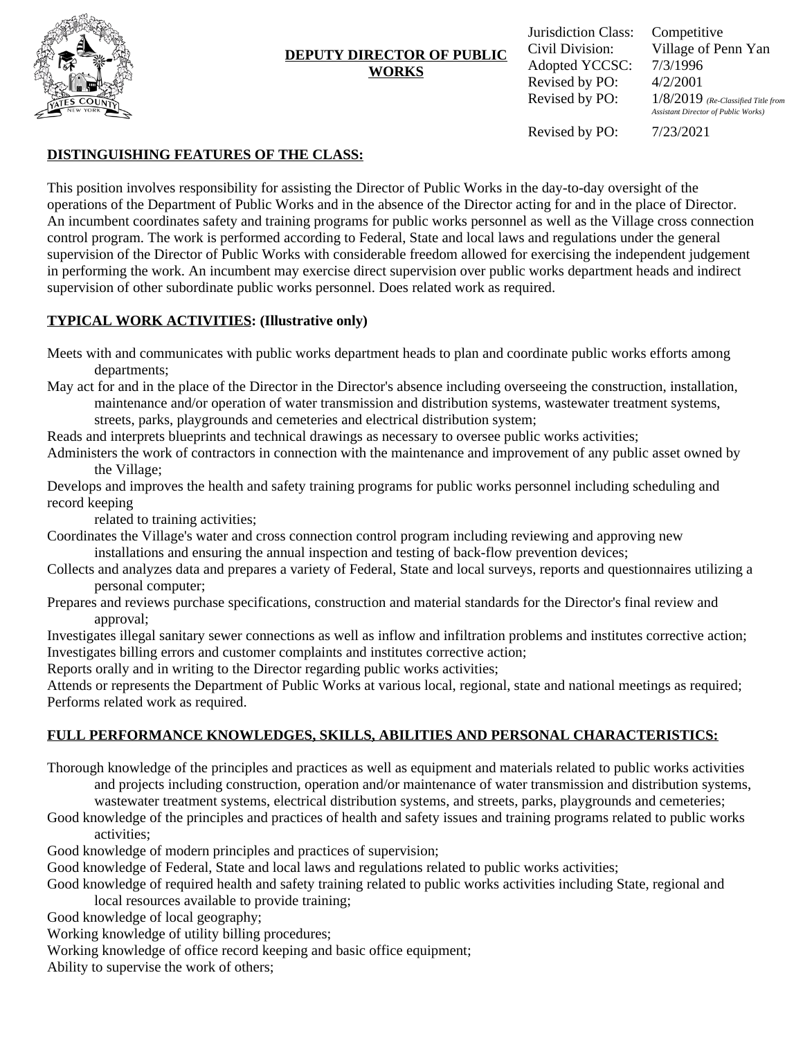# DEPUTY DIRECTOR OF PUBLIC WORKS

| | |
|---|---|
| Jurisdiction Class: | Competitive |
| Civil Division: | Village of Penn Yan |
| Adopted YCCSC: | 7/3/1996 |
| Revised by PO: | 4/2/2001 |
| Revised by PO: | 1/8/2019 *(Re-Classified Title from Assistant Director of Public Works)* |
| Revised by PO: | 7/23/2021 |

## DISTINGUISHING FEATURES OF THE CLASS:

This position involves responsibility for assisting the Director of Public Works in the day-to-day oversight of the operations of the Department of Public Works and in the absence of the Director acting for and in the place of Director. An incumbent coordinates safety and training programs for public works personnel as well as the Village cross connection control program. The work is performed according to Federal, State and local laws and regulations under the general supervision of the Director of Public Works with considerable freedom allowed for exercising the independent judgement in performing the work. An incumbent may exercise direct supervision over public works department heads and indirect supervision of other subordinate public works personnel. Does related work as required.

## TYPICAL WORK ACTIVITIES: (Illustrative only)

Meets with and communicates with public works department heads to plan and coordinate public works efforts among departments;

May act for and in the place of the Director in the Director's absence including overseeing the construction, installation, maintenance and/or operation of water transmission and distribution systems, wastewater treatment systems, streets, parks, playgrounds and cemeteries and electrical distribution system;

Reads and interprets blueprints and technical drawings as necessary to oversee public works activities;

Administers the work of contractors in connection with the maintenance and improvement of any public asset owned by the Village;

Develops and improves the health and safety training programs for public works personnel including scheduling and record keeping related to training activities;

Coordinates the Village's water and cross connection control program including reviewing and approving new installations and ensuring the annual inspection and testing of back-flow prevention devices;

Collects and analyzes data and prepares a variety of Federal, State and local surveys, reports and questionnaires utilizing a personal computer;

Prepares and reviews purchase specifications, construction and material standards for the Director's final review and approval;

Investigates illegal sanitary sewer connections as well as inflow and infiltration problems and institutes corrective action;

Investigates billing errors and customer complaints and institutes corrective action;

Reports orally and in writing to the Director regarding public works activities;

Attends or represents the Department of Public Works at various local, regional, state and national meetings as required;

Performs related work as required.

## FULL PERFORMANCE KNOWLEDGES, SKILLS, ABILITIES AND PERSONAL CHARACTERISTICS:

Thorough knowledge of the principles and practices as well as equipment and materials related to public works activities and projects including construction, operation and/or maintenance of water transmission and distribution systems, wastewater treatment systems, electrical distribution systems, and streets, parks, playgrounds and cemeteries;

Good knowledge of the principles and practices of health and safety issues and training programs related to public works activities;

Good knowledge of modern principles and practices of supervision;

Good knowledge of Federal, State and local laws and regulations related to public works activities;

Good knowledge of required health and safety training related to public works activities including State, regional and local resources available to provide training;

Good knowledge of local geography;

Working knowledge of utility billing procedures;

Working knowledge of office record keeping and basic office equipment;

Ability to supervise the work of others;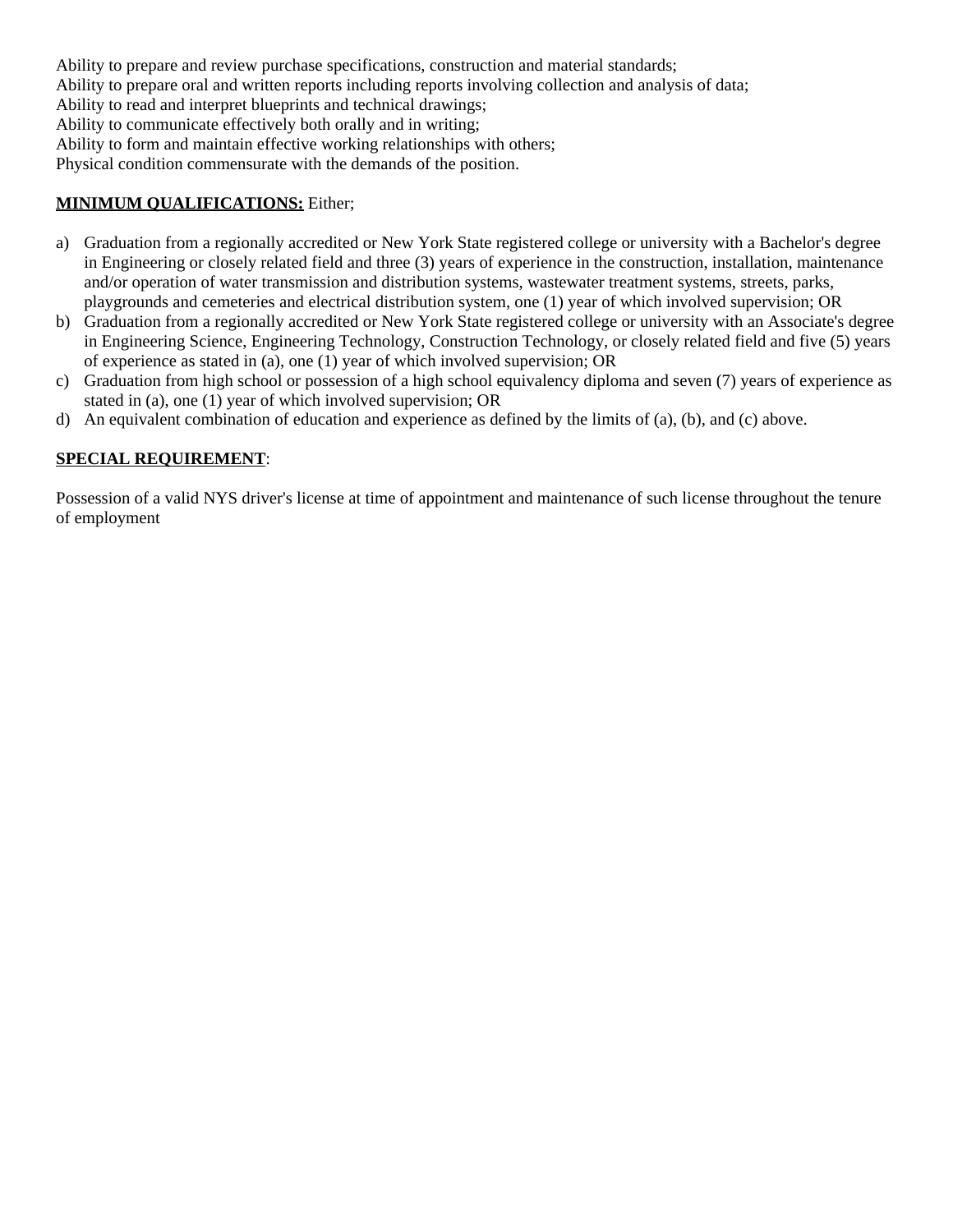Ability to prepare and review purchase specifications, construction and material standards;
Ability to prepare oral and written reports including reports involving collection and analysis of data;
Ability to read and interpret blueprints and technical drawings;
Ability to communicate effectively both orally and in writing;
Ability to form and maintain effective working relationships with others;
Physical condition commensurate with the demands of the position.

**MINIMUM QUALIFICATIONS:** Either;

a) Graduation from a regionally accredited or New York State registered college or university with a Bachelor's degree in Engineering or closely related field and three (3) years of experience in the construction, installation, maintenance and/or operation of water transmission and distribution systems, wastewater treatment systems, streets, parks, playgrounds and cemeteries and electrical distribution system, one (1) year of which involved supervision; OR
b) Graduation from a regionally accredited or New York State registered college or university with an Associate's degree in Engineering Science, Engineering Technology, Construction Technology, or closely related field and five (5) years of experience as stated in (a), one (1) year of which involved supervision; OR
c) Graduation from high school or possession of a high school equivalency diploma and seven (7) years of experience as stated in (a), one (1) year of which involved supervision; OR
d) An equivalent combination of education and experience as defined by the limits of (a), (b), and (c) above.

**SPECIAL REQUIREMENT**:

Possession of a valid NYS driver's license at time of appointment and maintenance of such license throughout the tenure of employment